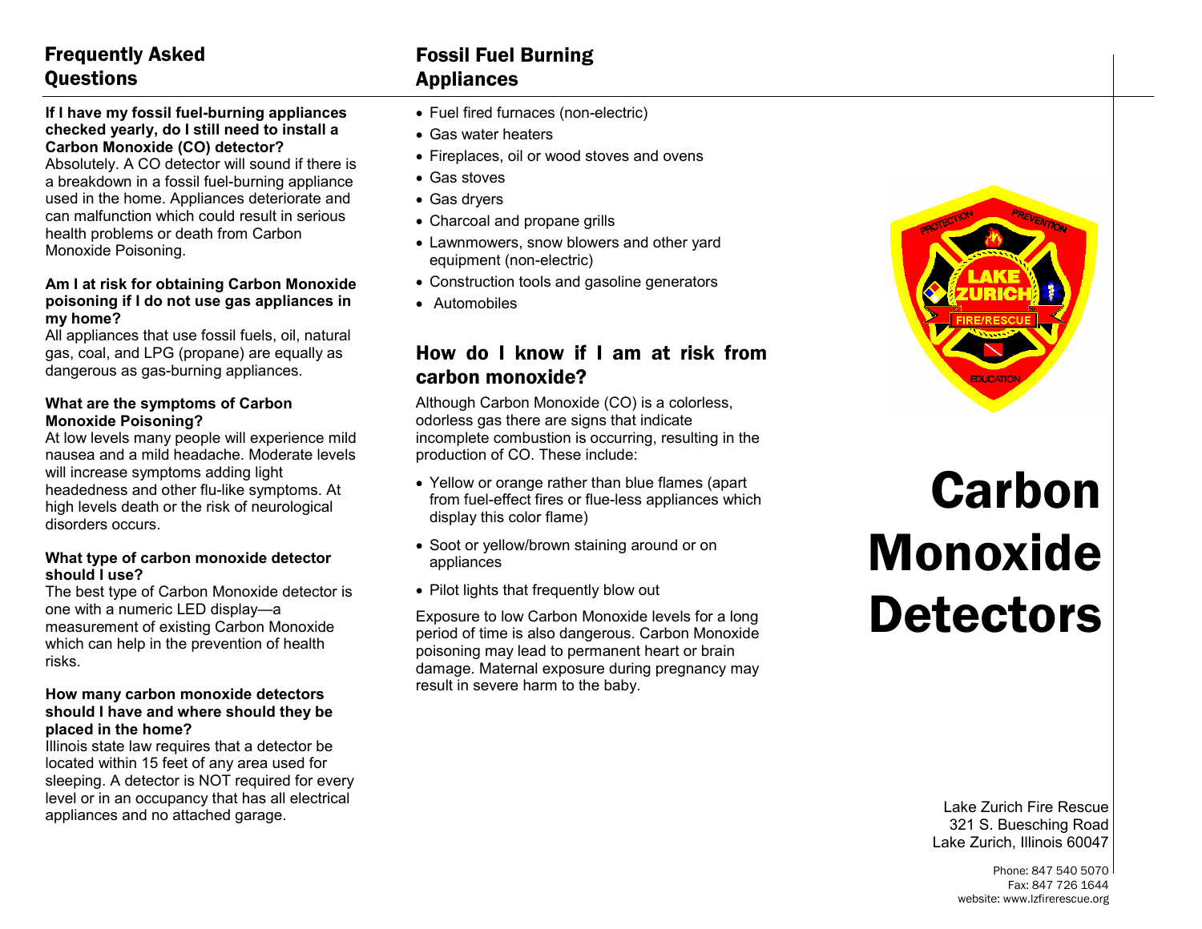## Frequently Asked Questions

**If I have my fossil fuel-burning appliances checked yearly, do I still need to install a Carbon Monoxide (CO) detector?**
Absolutely. A CO detector will sound if there is a breakdown in a fossil fuel-burning appliance used in the home. Appliances deteriorate and can malfunction which could result in serious health problems or death from Carbon Monoxide Poisoning.

**Am I at risk for obtaining Carbon Monoxide poisoning if I do not use gas appliances in my home?**
All appliances that use fossil fuels, oil, natural gas, coal, and LPG (propane) are equally as dangerous as gas-burning appliances.

**What are the symptoms of Carbon Monoxide Poisoning?**
At low levels many people will experience mild nausea and a mild headache. Moderate levels will increase symptoms adding light headedness and other flu-like symptoms. At high levels death or the risk of neurological disorders occurs.

**What type of carbon monoxide detector should I use?**
The best type of Carbon Monoxide detector is one with a numeric LED display—a measurement of existing Carbon Monoxide which can help in the prevention of health risks.

**How many carbon monoxide detectors should I have and where should they be placed in the home?**
Illinois state law requires that a detector be located within 15 feet of any area used for sleeping. A detector is NOT required for every level or in an occupancy that has all electrical appliances and no attached garage.

## Fossil Fuel Burning Appliances

- Fuel fired furnaces (non-electric)
- Gas water heaters
- Fireplaces, oil or wood stoves and ovens
- Gas stoves
- Gas dryers
- Charcoal and propane grills
- Lawnmowers, snow blowers and other yard equipment (non-electric)
- Construction tools and gasoline generators
- Automobiles

## How do I know if I am at risk from carbon monoxide?

Although Carbon Monoxide (CO) is a colorless, odorless gas there are signs that indicate incomplete combustion is occurring, resulting in the production of CO. These include:

- Yellow or orange rather than blue flames (apart from fuel-effect fires or flue-less appliances which display this color flame)
- Soot or yellow/brown staining around or on appliances
- Pilot lights that frequently blow out

Exposure to low Carbon Monoxide levels for a long period of time is also dangerous. Carbon Monoxide poisoning may lead to permanent heart or brain damage. Maternal exposure during pregnancy may result in severe harm to the baby.

# Carbon Monoxide Detectors

Lake Zurich Fire Rescue
321 S. Buesching Road
Lake Zurich, Illinois 60047

Phone: 847 540 5070
Fax: 847 726 1644
website: www.lzfirerescue.org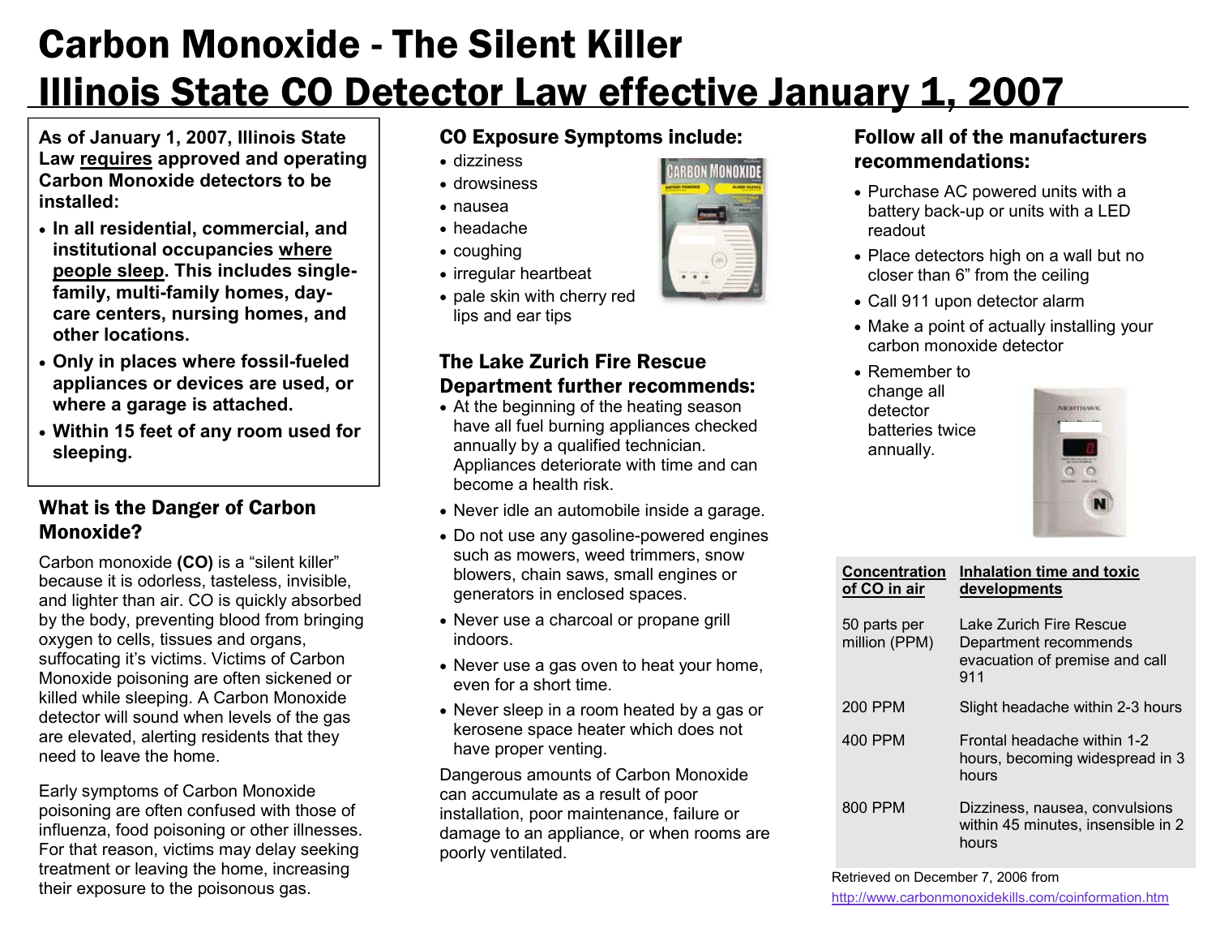# Carbon Monoxide - The Silent Killer

# Illinois State CO Detector Law effective January 1, 2007

**As of January 1, 2007, Illinois State Law requires approved and operating Carbon Monoxide detectors to be installed:**

- **In all residential, commercial, and institutional occupancies where people sleep. This includes single-family, multi-family homes, day-care centers, nursing homes, and other locations.**
- **Only in places where fossil-fueled appliances or devices are used, or where a garage is attached.**
- **Within 15 feet of any room used for sleeping.**

## What is the Danger of Carbon Monoxide?

Carbon monoxide **(CO)** is a "silent killer" because it is odorless, tasteless, invisible, and lighter than air. CO is quickly absorbed by the body, preventing blood from bringing oxygen to cells, tissues and organs, suffocating it's victims. Victims of Carbon Monoxide poisoning are often sickened or killed while sleeping. A Carbon Monoxide detector will sound when levels of the gas are elevated, alerting residents that they need to leave the home.

Early symptoms of Carbon Monoxide poisoning are often confused with those of influenza, food poisoning or other illnesses. For that reason, victims may delay seeking treatment or leaving the home, increasing their exposure to the poisonous gas.

## CO Exposure Symptoms include:

- dizziness
- drowsiness
- nausea
- headache
- coughing
- irregular heartbeat
- pale skin with cherry red lips and ear tips

## The Lake Zurich Fire Rescue Department further recommends:

- At the beginning of the heating season have all fuel burning appliances checked annually by a qualified technician. Appliances deteriorate with time and can become a health risk.
- Never idle an automobile inside a garage.
- Do not use any gasoline-powered engines such as mowers, weed trimmers, snow blowers, chain saws, small engines or generators in enclosed spaces.
- Never use a charcoal or propane grill indoors.
- Never use a gas oven to heat your home, even for a short time.
- Never sleep in a room heated by a gas or kerosene space heater which does not have proper venting.

Dangerous amounts of Carbon Monoxide can accumulate as a result of poor installation, poor maintenance, failure or damage to an appliance, or when rooms are poorly ventilated.

## Follow all of the manufacturers recommendations:

- Purchase AC powered units with a battery back-up or units with a LED readout
- Place detectors high on a wall but no closer than 6" from the ceiling
- Call 911 upon detector alarm
- Make a point of actually installing your carbon monoxide detector
- Remember to change all detector batteries twice annually.

| Concentration of CO in air | Inhalation time and toxic developments |
|---|---|
| 50 parts per million (PPM) | Lake Zurich Fire Rescue Department recommends evacuation of premise and call 911 |
| 200 PPM | Slight headache within 2-3 hours |
| 400 PPM | Frontal headache within 1-2 hours, becoming widespread in 3 hours |
| 800 PPM | Dizziness, nausea, convulsions within 45 minutes, insensible in 2 hours |

Retrieved on December 7, 2006 from http://www.carbonmonoxidekills.com/coinformation.htm